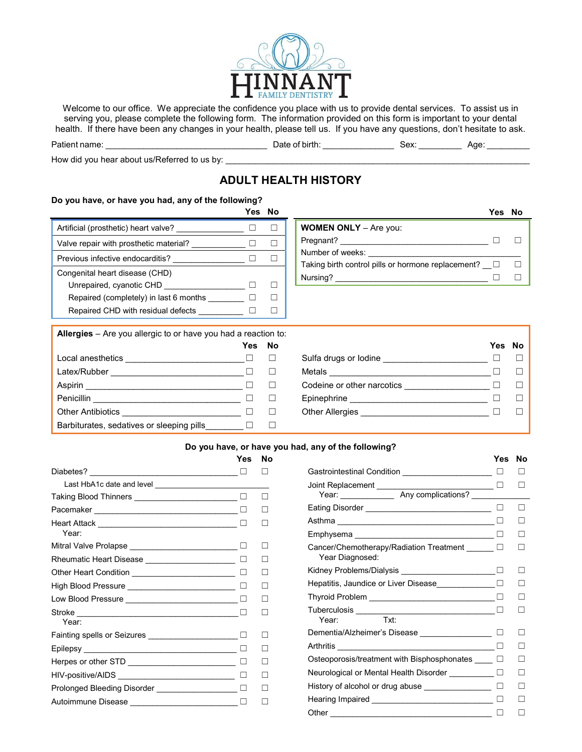# HINNANT FAMILY DENTISTRY

Welcome to our office. We appreciate the confidence you place with us to provide dental services. To assist us in serving you, please complete the following form. The information provided on this form is important to your dental health. If there have been any changes in your health, please tell us. If you have any questions, don't hesitate to ask.

Patient name: ______________________ Date of birth: ______________ Sex: _________ Age: _________

How did you hear about us/Referred to us by: ____________________________________________

## ADULT HEALTH HISTORY

**Do you have, or have you had, any of the following?**

| | Yes | No |
|---|---|---|
| Artificial (prosthetic) heart valve? _______________ | ☐ | ☐ |
| Valve repair with prosthetic material? _______________ | ☐ | ☐ |
| Previous infective endocarditis? _______________ | ☐ | ☐ |
| Congenital heart disease (CHD) | | |
| Unrepaired, cyanotic CHD _______________ | ☐ | ☐ |
| Repaired (completely) in last 6 months ________ | ☐ | ☐ |
| Repaired CHD with residual defects ________ | ☐ | ☐ |

| **WOMEN ONLY** – Are you: | Yes | No |
|---|---|---|
| Pregnant? _______________________________ | ☐ | ☐ |
| Number of weeks: _______________________________ | | |
| Taking birth control pills or hormone replacement? __ | ☐ | ☐ |
| Nursing? _______________________________ | ☐ | ☐ |

**Allergies** – Are you allergic to or have you had a reaction to:

| | Yes | No |
|---|---|---|
| Local anesthetics _______________________ | ☐ | ☐ |
| Latex/Rubber _______________________ | ☐ | ☐ |
| Aspirin _______________________ | ☐ | ☐ |
| Penicillin _______________________ | ☐ | ☐ |
| Other Antibiotics _______________________ | ☐ | ☐ |
| Barbiturates, sedatives or sleeping pills________ | ☐ | ☐ |
| Sulfa drugs or Iodine _______________________ | ☐ | ☐ |
| Metals _______________________ | ☐ | ☐ |
| Codeine or other narcotics _______________________ | ☐ | ☐ |
| Epinephrine _______________________ | ☐ | ☐ |
| Other Allergies _______________________ | ☐ | ☐ |

**Do you have, or have you had, any of the following?**

| | Yes | No |
|---|---|---|
| Diabetes? _______________________ | ☐ | ☐ |
| Last HbA1c date and level _______________________ | | |
| Taking Blood Thinners _______________________ | ☐ | ☐ |
| Pacemaker _______________________ | ☐ | ☐ |
| Heart Attack _______________________ Year: | ☐ | ☐ |
| Mitral Valve Prolapse _______________________ | ☐ | ☐ |
| Rheumatic Heart Disease _______________________ | ☐ | ☐ |
| Other Heart Condition _______________________ | ☐ | ☐ |
| High Blood Pressure _______________________ | ☐ | ☐ |
| Low Blood Pressure _______________________ | ☐ | ☐ |
| Stroke _______________________ Year: | ☐ | ☐ |
| Fainting spells or Seizures _______________________ | ☐ | ☐ |
| Epilepsy _______________________ | ☐ | ☐ |
| Herpes or other STD _______________________ | ☐ | ☐ |
| HIV-positive/AIDS _______________________ | ☐ | ☐ |
| Prolonged Bleeding Disorder _______________________ | ☐ | ☐ |
| Autoimmune Disease _______________________ | ☐ | ☐ |
| Gastrointestinal Condition _______________________ | ☐ | ☐ |
| Joint Replacement _______________________ Year: ___________ Any complications? ___________ | ☐ | ☐ |
| Eating Disorder _______________________ | ☐ | ☐ |
| Asthma _______________________ | ☐ | ☐ |
| Emphysema _______________________ | ☐ | ☐ |
| Cancer/Chemotherapy/Radiation Treatment ______ Year Diagnosed: | ☐ | ☐ |
| Kidney Problems/Dialysis _______________________ | ☐ | ☐ |
| Hepatitis, Jaundice or Liver Disease____________ | ☐ | ☐ |
| Thyroid Problem _______________________ | ☐ | ☐ |
| Tuberculosis _______________________ Year: Txt: | ☐ | ☐ |
| Dementia/Alzheimer's Disease _______________________ | ☐ | ☐ |
| Arthritis _______________________ | ☐ | ☐ |
| Osteoporosis/treatment with Bisphosphonates ____ | ☐ | ☐ |
| Neurological or Mental Health Disorder __________ | ☐ | ☐ |
| History of alcohol or drug abuse _______________ | ☐ | ☐ |
| Hearing Impaired _______________________ | ☐ | ☐ |
| Other _______________________ | ☐ | ☐ |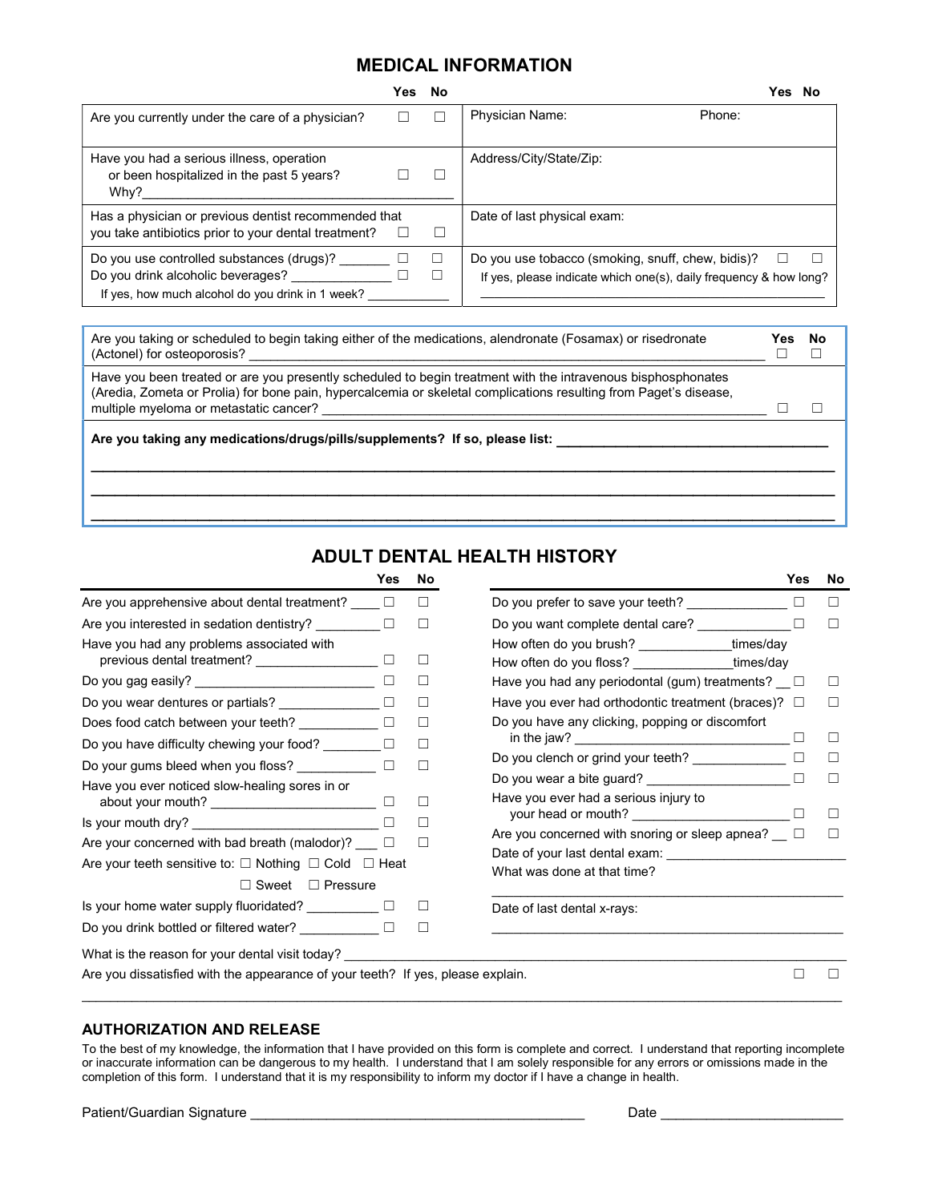## MEDICAL INFORMATION

| | Yes | No | | Yes | No |
|---|---|---|---|---|---|
| Are you currently under the care of a physician? | ☐ | ☐ | Physician Name: Phone: | | |
| Have you had a serious illness, operation or been hospitalized in the past 5 years? Why?___ | ☐ | ☐ | Address/City/State/Zip: | | |
| Has a physician or previous dentist recommended that you take antibiotics prior to your dental treatment? | ☐ | ☐ | Date of last physical exam: | | |
| Do you use controlled substances (drugs)? ___ | ☐ | ☐ | Do you use tobacco (smoking, snuff, chew, bidis)? | ☐ | ☐ |
| Do you drink alcoholic beverages? ___ | ☐ | ☐ | If yes, please indicate which one(s), daily frequency & how long? ___ | | |
| If yes, how much alcohol do you drink in 1 week? ___ | | | | | |

| | Yes | No |
|---|---|---|
| Are you taking or scheduled to begin taking either of the medications, alendronate (Fosamax) or risedronate (Actonel) for osteoporosis? ___ | ☐ | ☐ |
| Have you been treated or are you presently scheduled to begin treatment with the intravenous bisphosphonates (Aredia, Zometa or Prolia) for bone pain, hypercalcemia or skeletal complications resulting from Paget's disease, multiple myeloma or metastatic cancer? ___ | ☐ | ☐ |

**Are you taking any medications/drugs/pills/supplements? If so, please list:** ___

___

___

___

## ADULT DENTAL HEALTH HISTORY

| | Yes | No |
|---|---|---|
| Are you apprehensive about dental treatment? ___ | ☐ | ☐ |
| Are you interested in sedation dentistry? ___ | ☐ | ☐ |
| Have you had any problems associated with previous dental treatment? ___ | ☐ | ☐ |
| Do you gag easily? ___ | ☐ | ☐ |
| Do you wear dentures or partials? ___ | ☐ | ☐ |
| Does food catch between your teeth? ___ | ☐ | ☐ |
| Do you have difficulty chewing your food? ___ | ☐ | ☐ |
| Do your gums bleed when you floss? ___ | ☐ | ☐ |
| Have you ever noticed slow-healing sores in or about your mouth? ___ | ☐ | ☐ |
| Is your mouth dry? ___ | ☐ | ☐ |
| Are your concerned with bad breath (malodor)? ___ | ☐ | ☐ |
| Are your teeth sensitive to: ☐ Nothing ☐ Cold ☐ Heat ☐ Sweet ☐ Pressure | | |
| Is your home water supply fluoridated? ___ | ☐ | ☐ |
| Do you drink bottled or filtered water? ___ | ☐ | ☐ |

| | Yes | No |
|---|---|---|
| Do you prefer to save your teeth? ___ | ☐ | ☐ |
| Do you want complete dental care? ___ | ☐ | ☐ |
| How often do you brush? ___times/day | | |
| How often do you floss? ___times/day | | |
| Have you had any periodontal (gum) treatments? ___ | ☐ | ☐ |
| Have you ever had orthodontic treatment (braces)? | ☐ | ☐ |
| Do you have any clicking, popping or discomfort in the jaw? ___ | ☐ | ☐ |
| Do you clench or grind your teeth? ___ | ☐ | ☐ |
| Do you wear a bite guard? ___ | ☐ | ☐ |
| Have you ever had a serious injury to your head or mouth? ___ | ☐ | ☐ |
| Are you concerned with snoring or sleep apnea? ___ | ☐ | ☐ |
| Date of your last dental exam: ___ | | |
| What was done at that time? ___ | | |
| Date of last dental x-rays: ___ | | |

What is the reason for your dental visit today? ___

Are you dissatisfied with the appearance of your teeth? If yes, please explain. ☐ ☐

___

### AUTHORIZATION AND RELEASE

To the best of my knowledge, the information that I have provided on this form is complete and correct. I understand that reporting incomplete or inaccurate information can be dangerous to my health. I understand that I am solely responsible for any errors or omissions made in the completion of this form. I understand that it is my responsibility to inform my doctor if I have a change in health.

Patient/Guardian Signature ___ Date ___